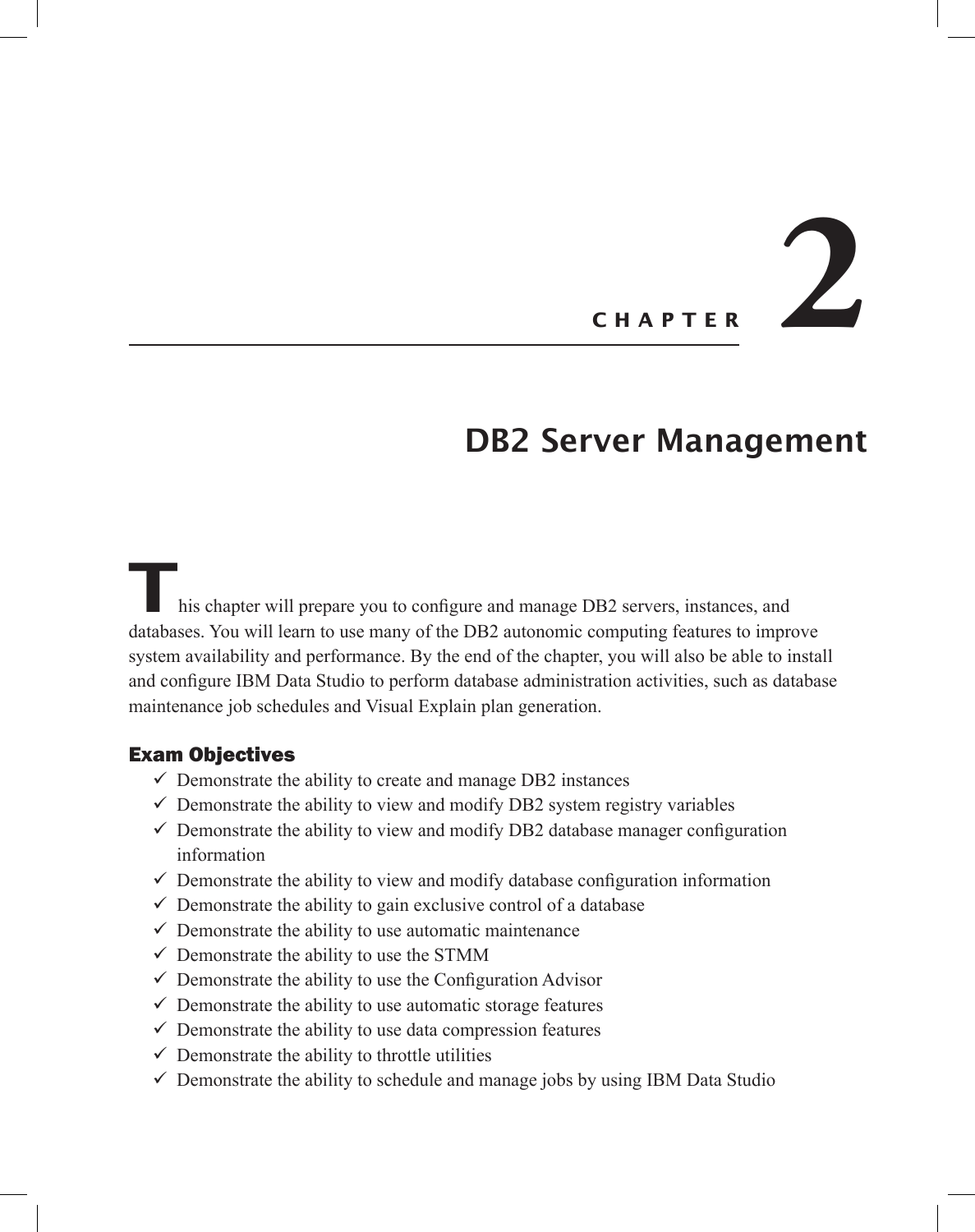# CHAPTER 2

# DB2 Server Management

This chapter will prepare you to configure and manage DB2 servers, instances, and databases. You will learn to use many of the DB2 autonomic computing features to improve system availability and performance. By the end of the chapter, you will also be able to install and configure IBM Data Studio to perform database administration activities, such as database maintenance job schedules and Visual Explain plan generation.

## Exam Objectives

- ✓ Demonstrate the ability to create and manage DB2 instances
- ✓ Demonstrate the ability to view and modify DB2 system registry variables
- ✓ Demonstrate the ability to view and modify DB2 database manager configuration information
- ✓ Demonstrate the ability to view and modify database configuration information
- ✓ Demonstrate the ability to gain exclusive control of a database
- ✓ Demonstrate the ability to use automatic maintenance
- ✓ Demonstrate the ability to use the STMM
- ✓ Demonstrate the ability to use the Configuration Advisor
- ✓ Demonstrate the ability to use automatic storage features
- ✓ Demonstrate the ability to use data compression features
- ✓ Demonstrate the ability to throttle utilities
- ✓ Demonstrate the ability to schedule and manage jobs by using IBM Data Studio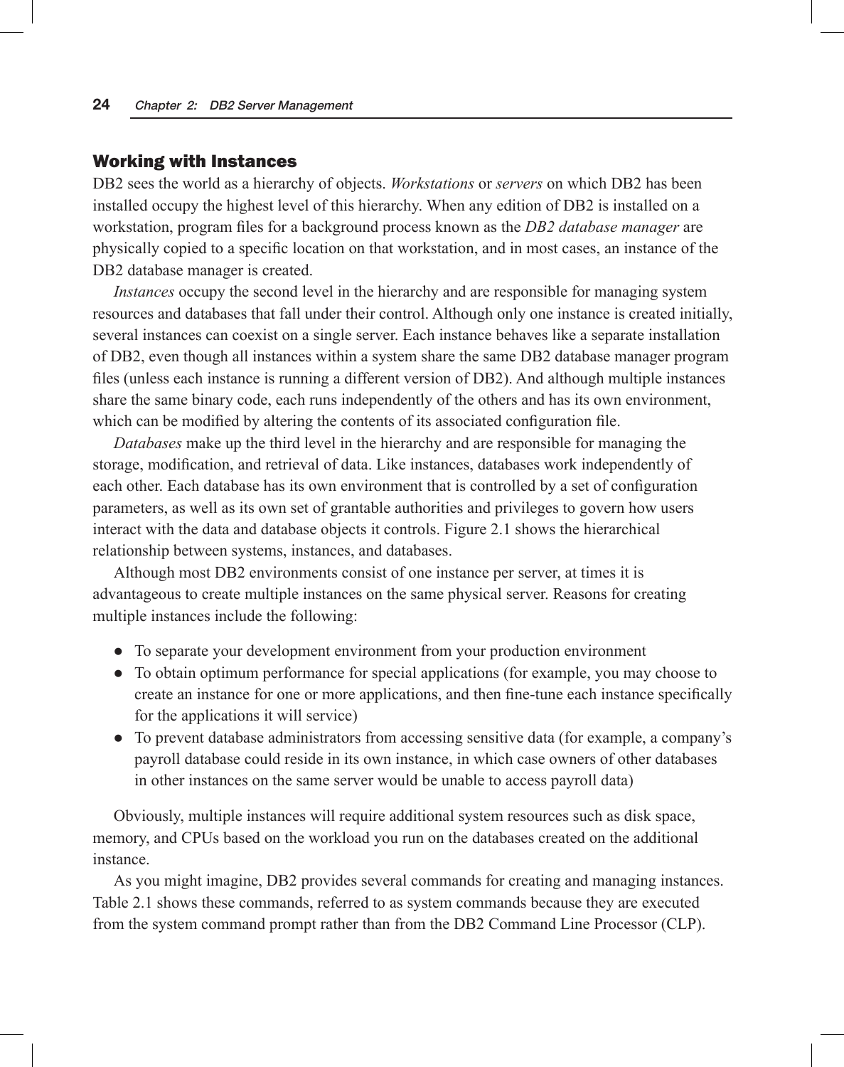## Working with Instances

DB2 sees the world as a hierarchy of objects. *Workstations* or *servers* on which DB2 has been installed occupy the highest level of this hierarchy. When any edition of DB2 is installed on a workstation, program files for a background process known as the *DB2 database manager* are physically copied to a specific location on that workstation, and in most cases, an instance of the DB2 database manager is created.

*Instances* occupy the second level in the hierarchy and are responsible for managing system resources and databases that fall under their control. Although only one instance is created initially, several instances can coexist on a single server. Each instance behaves like a separate installation of DB2, even though all instances within a system share the same DB2 database manager program files (unless each instance is running a different version of DB2). And although multiple instances share the same binary code, each runs independently of the others and has its own environment, which can be modified by altering the contents of its associated configuration file.

*Databases* make up the third level in the hierarchy and are responsible for managing the storage, modification, and retrieval of data. Like instances, databases work independently of each other. Each database has its own environment that is controlled by a set of configuration parameters, as well as its own set of grantable authorities and privileges to govern how users interact with the data and database objects it controls. Figure 2.1 shows the hierarchical relationship between systems, instances, and databases.

Although most DB2 environments consist of one instance per server, at times it is advantageous to create multiple instances on the same physical server. Reasons for creating multiple instances include the following:

- To separate your development environment from your production environment
- To obtain optimum performance for special applications (for example, you may choose to create an instance for one or more applications, and then fine-tune each instance specifically for the applications it will service)
- To prevent database administrators from accessing sensitive data (for example, a company's payroll database could reside in its own instance, in which case owners of other databases in other instances on the same server would be unable to access payroll data)

Obviously, multiple instances will require additional system resources such as disk space, memory, and CPUs based on the workload you run on the databases created on the additional instance.

As you might imagine, DB2 provides several commands for creating and managing instances. Table 2.1 shows these commands, referred to as system commands because they are executed from the system command prompt rather than from the DB2 Command Line Processor (CLP).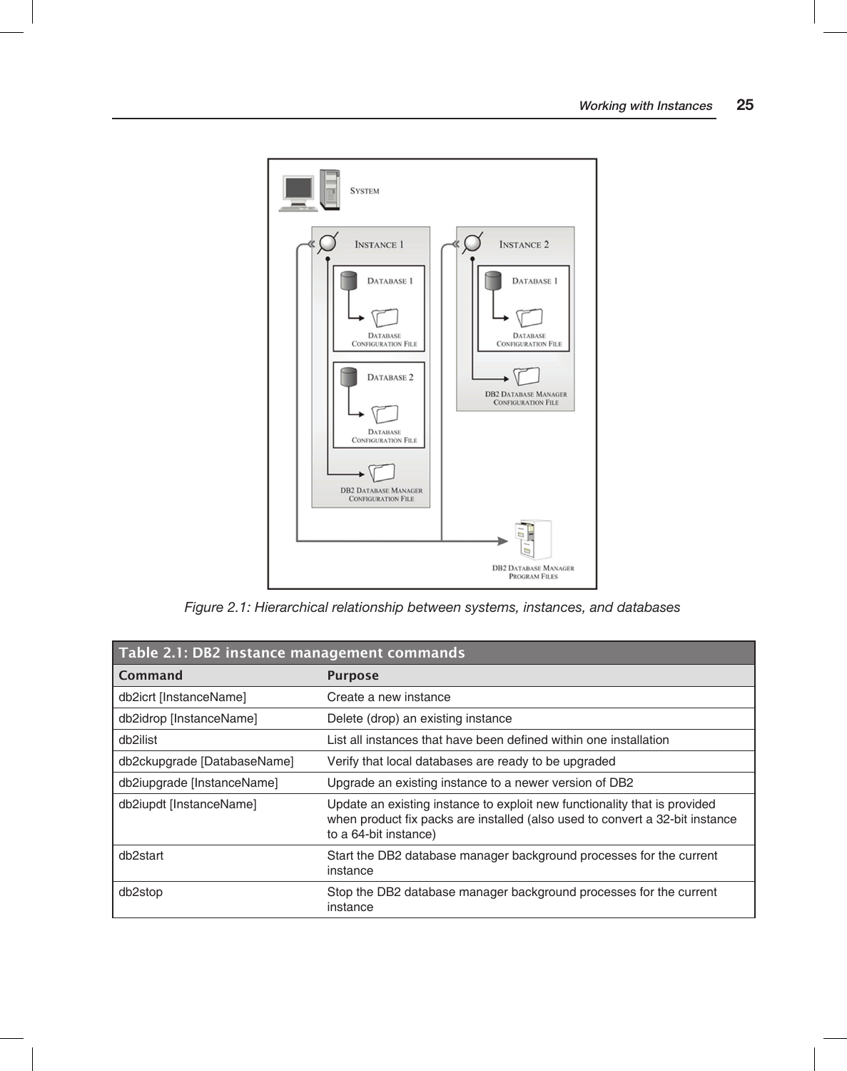Figure 2.1: Hierarchical relationship between systems, instances, and databases

**Table 2.1: DB2 instance management commands**

| Command | Purpose |
|---|---|
| db2icrt [InstanceName] | Create a new instance |
| db2idrop [InstanceName] | Delete (drop) an existing instance |
| db2ilist | List all instances that have been defined within one installation |
| db2ckupgrade [DatabaseName] | Verify that local databases are ready to be upgraded |
| db2iupgrade [InstanceName] | Upgrade an existing instance to a newer version of DB2 |
| db2iupdt [InstanceName] | Update an existing instance to exploit new functionality that is provided when product fix packs are installed (also used to convert a 32-bit instance to a 64-bit instance) |
| db2start | Start the DB2 database manager background processes for the current instance |
| db2stop | Stop the DB2 database manager background processes for the current instance |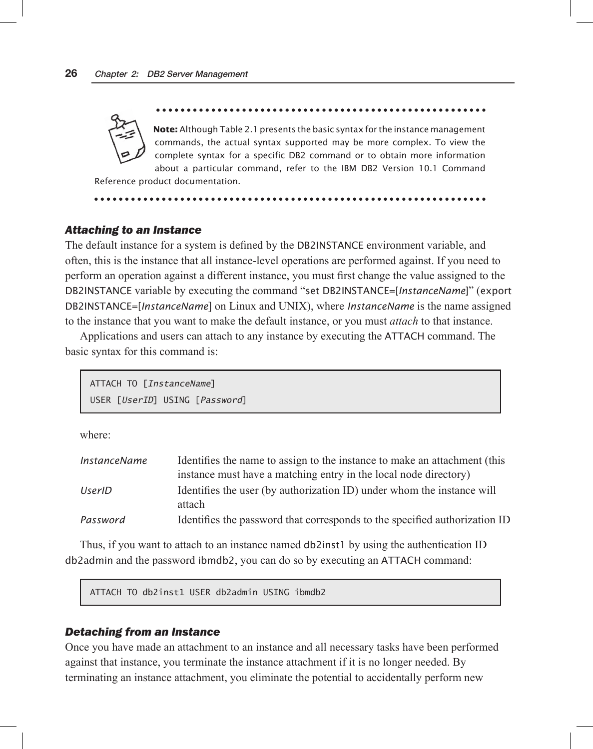**Note:** Although Table 2.1 presents the basic syntax for the instance management commands, the actual syntax supported may be more complex. To view the complete syntax for a specific DB2 command or to obtain more information about a particular command, refer to the IBM DB2 Version 10.1 Command Reference product documentation.

### *Attaching to an Instance*

The default instance for a system is defined by the DB2INSTANCE environment variable, and often, this is the instance that all instance-level operations are performed against. If you need to perform an operation against a different instance, you must first change the value assigned to the DB2INSTANCE variable by executing the command "set DB2INSTANCE=[*InstanceName*]" (export DB2INSTANCE=[*InstanceName*] on Linux and UNIX), where *InstanceName* is the name assigned to the instance that you want to make the default instance, or you must *attach* to that instance.

Applications and users can attach to any instance by executing the ATTACH command. The basic syntax for this command is:

```
ATTACH TO [InstanceName]
USER [UserID] USING [Password]
```

where:

- *InstanceName* — Identifies the name to assign to the instance to make an attachment (this instance must have a matching entry in the local node directory)
- *UserID* — Identifies the user (by authorization ID) under whom the instance will attach
- *Password* — Identifies the password that corresponds to the specified authorization ID

Thus, if you want to attach to an instance named db2inst1 by using the authentication ID db2admin and the password ibmdb2, you can do so by executing an ATTACH command:

```
ATTACH TO db2inst1 USER db2admin USING ibmdb2
```

### *Detaching from an Instance*

Once you have made an attachment to an instance and all necessary tasks have been performed against that instance, you terminate the instance attachment if it is no longer needed. By terminating an instance attachment, you eliminate the potential to accidentally perform new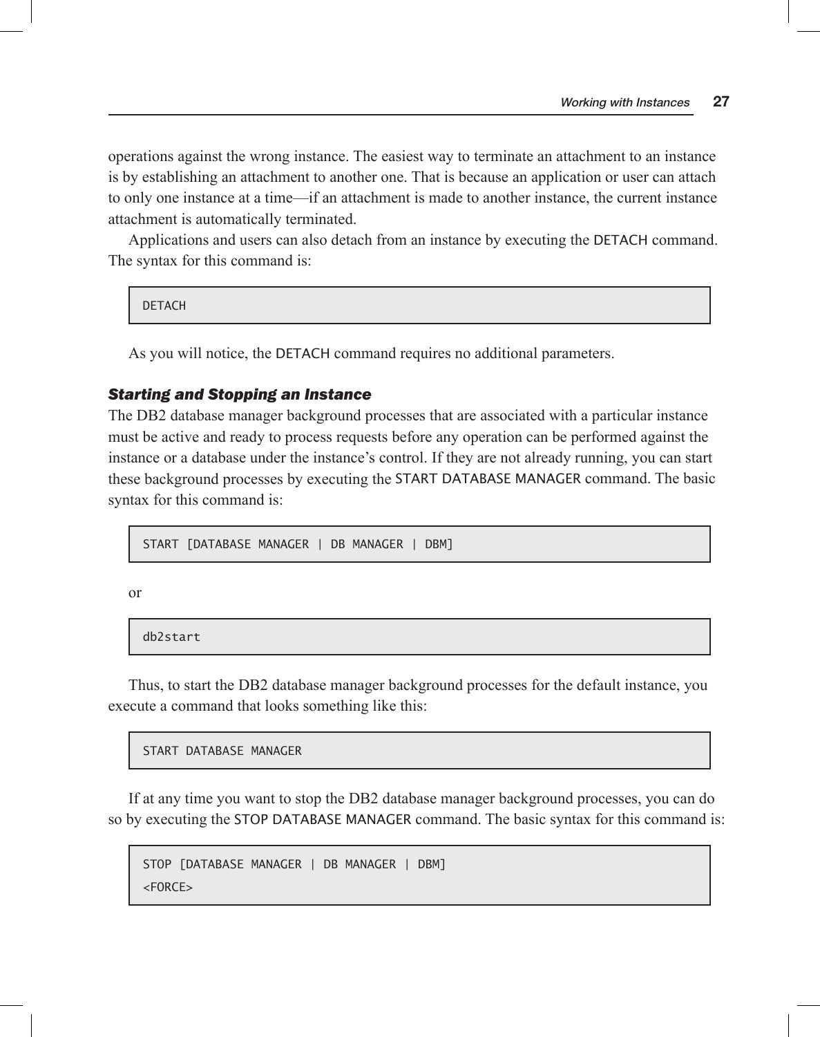operations against the wrong instance. The easiest way to terminate an attachment to an instance is by establishing an attachment to another one. That is because an application or user can attach to only one instance at a time—if an attachment is made to another instance, the current instance attachment is automatically terminated.

Applications and users can also detach from an instance by executing the DETACH command. The syntax for this command is:

```
DETACH
```

As you will notice, the DETACH command requires no additional parameters.

### *Starting and Stopping an Instance*

The DB2 database manager background processes that are associated with a particular instance must be active and ready to process requests before any operation can be performed against the instance or a database under the instance's control. If they are not already running, you can start these background processes by executing the START DATABASE MANAGER command. The basic syntax for this command is:

```
START [DATABASE MANAGER | DB MANAGER | DBM]
```

or

```
db2start
```

Thus, to start the DB2 database manager background processes for the default instance, you execute a command that looks something like this:

```
START DATABASE MANAGER
```

If at any time you want to stop the DB2 database manager background processes, you can do so by executing the STOP DATABASE MANAGER command. The basic syntax for this command is:

```
STOP [DATABASE MANAGER | DB MANAGER | DBM]
<FORCE>
```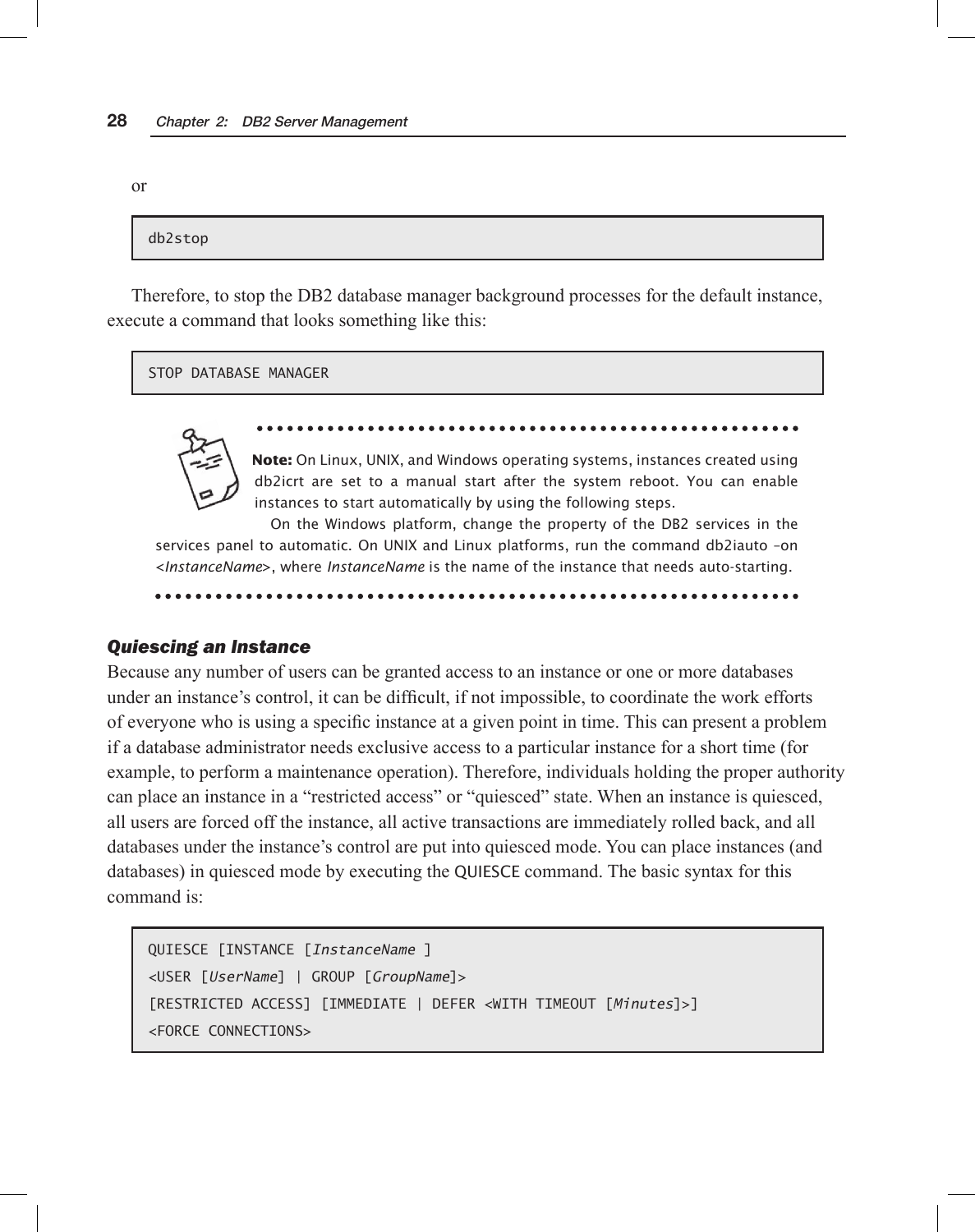or

```
db2stop
```

Therefore, to stop the DB2 database manager background processes for the default instance, execute a command that looks something like this:

```
STOP DATABASE MANAGER
```

**Note:** On Linux, UNIX, and Windows operating systems, instances created using db2icrt are set to a manual start after the system reboot. You can enable instances to start automatically by using the following steps.

On the Windows platform, change the property of the DB2 services in the services panel to automatic. On UNIX and Linux platforms, run the command db2iauto –on <*InstanceName*>, where *InstanceName* is the name of the instance that needs auto-starting.

### *Quiescing an Instance*

Because any number of users can be granted access to an instance or one or more databases under an instance's control, it can be difficult, if not impossible, to coordinate the work efforts of everyone who is using a specific instance at a given point in time. This can present a problem if a database administrator needs exclusive access to a particular instance for a short time (for example, to perform a maintenance operation). Therefore, individuals holding the proper authority can place an instance in a "restricted access" or "quiesced" state. When an instance is quiesced, all users are forced off the instance, all active transactions are immediately rolled back, and all databases under the instance's control are put into quiesced mode. You can place instances (and databases) in quiesced mode by executing the QUIESCE command. The basic syntax for this command is:

```
QUIESCE [INSTANCE [InstanceName ]
<USER [UserName] | GROUP [GroupName]>
[RESTRICTED ACCESS] [IMMEDIATE | DEFER <WITH TIMEOUT [Minutes]>]
<FORCE CONNECTIONS>
```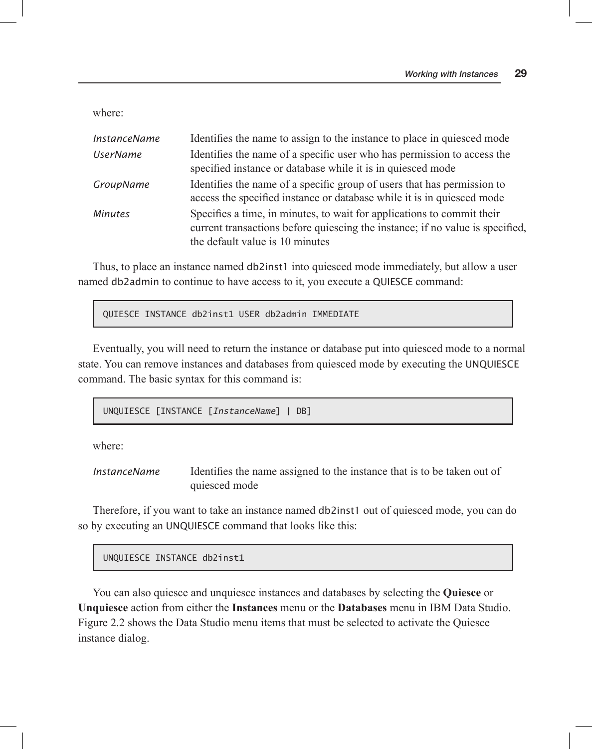where:

| | |
|---|---|
| *InstanceName* | Identifies the name to assign to the instance to place in quiesced mode |
| *UserName* | Identifies the name of a specific user who has permission to access the specified instance or database while it is in quiesced mode |
| *GroupName* | Identifies the name of a specific group of users that has permission to access the specified instance or database while it is in quiesced mode |
| *Minutes* | Specifies a time, in minutes, to wait for applications to commit their current transactions before quiescing the instance; if no value is specified, the default value is 10 minutes |

Thus, to place an instance named `db2inst1` into quiesced mode immediately, but allow a user named `db2admin` to continue to have access to it, you execute a `QUIESCE` command:

```
QUIESCE INSTANCE db2inst1 USER db2admin IMMEDIATE
```

Eventually, you will need to return the instance or database put into quiesced mode to a normal state. You can remove instances and databases from quiesced mode by executing the `UNQUIESCE` command. The basic syntax for this command is:

```
UNQUIESCE [INSTANCE [InstanceName] | DB]
```

where:

| | |
|---|---|
| *InstanceName* | Identifies the name assigned to the instance that is to be taken out of quiesced mode |

Therefore, if you want to take an instance named `db2inst1` out of quiesced mode, you can do so by executing an `UNQUIESCE` command that looks like this:

```
UNQUIESCE INSTANCE db2inst1
```

You can also quiesce and unquiesce instances and databases by selecting the **Quiesce** or **Unquiesce** action from either the **Instances** menu or the **Databases** menu in IBM Data Studio. Figure 2.2 shows the Data Studio menu items that must be selected to activate the Quiesce instance dialog.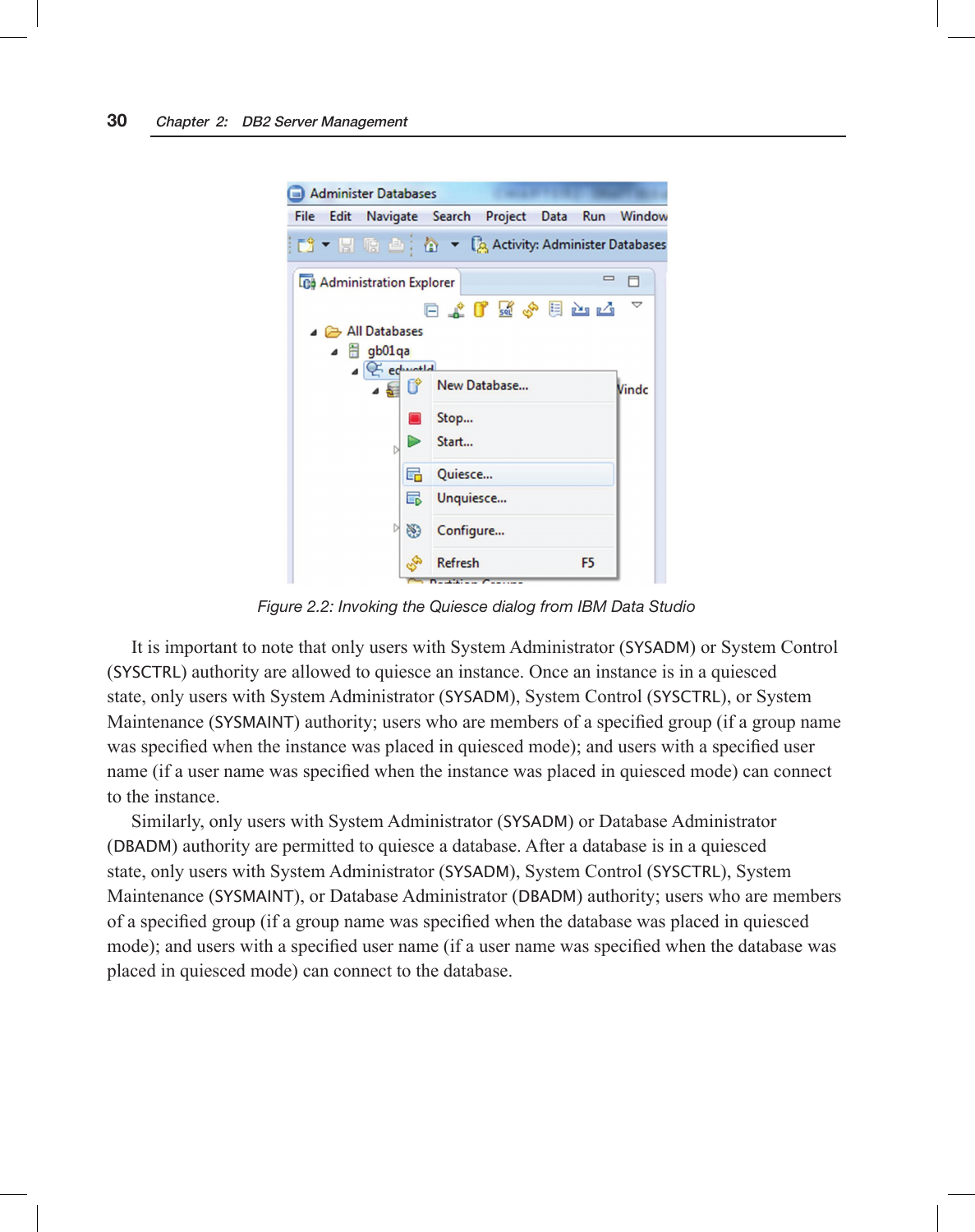*Figure 2.2: Invoking the Quiesce dialog from IBM Data Studio*

It is important to note that only users with System Administrator (SYSADM) or System Control (SYSCTRL) authority are allowed to quiesce an instance. Once an instance is in a quiesced state, only users with System Administrator (SYSADM), System Control (SYSCTRL), or System Maintenance (SYSMAINT) authority; users who are members of a specified group (if a group name was specified when the instance was placed in quiesced mode); and users with a specified user name (if a user name was specified when the instance was placed in quiesced mode) can connect to the instance.

Similarly, only users with System Administrator (SYSADM) or Database Administrator (DBADM) authority are permitted to quiesce a database. After a database is in a quiesced state, only users with System Administrator (SYSADM), System Control (SYSCTRL), System Maintenance (SYSMAINT), or Database Administrator (DBADM) authority; users who are members of a specified group (if a group name was specified when the database was placed in quiesced mode); and users with a specified user name (if a user name was specified when the database was placed in quiesced mode) can connect to the database.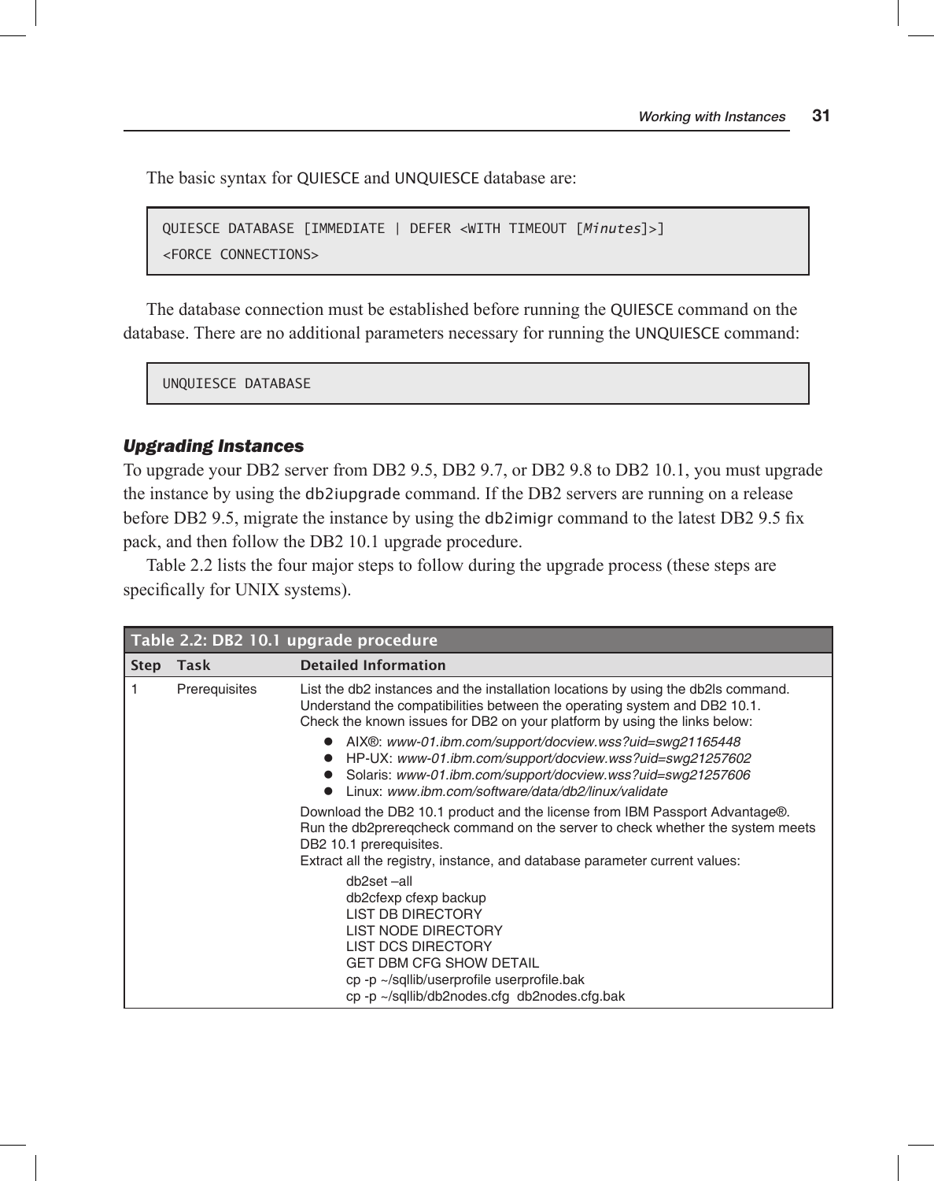The basic syntax for QUIESCE and UNQUIESCE database are:

```
QUIESCE DATABASE [IMMEDIATE | DEFER <WITH TIMEOUT [Minutes]>]
<FORCE CONNECTIONS>
```

The database connection must be established before running the QUIESCE command on the database. There are no additional parameters necessary for running the UNQUIESCE command:

```
UNQUIESCE DATABASE
```

### *Upgrading Instances*

To upgrade your DB2 server from DB2 9.5, DB2 9.7, or DB2 9.8 to DB2 10.1, you must upgrade the instance by using the db2iupgrade command. If the DB2 servers are running on a release before DB2 9.5, migrate the instance by using the db2imigr command to the latest DB2 9.5 fix pack, and then follow the DB2 10.1 upgrade procedure.

Table 2.2 lists the four major steps to follow during the upgrade process (these steps are specifically for UNIX systems).

**Table 2.2: DB2 10.1 upgrade procedure**

| Step | Task | Detailed Information |
|---|---|---|
| 1 | Prerequisites | List the db2 instances and the installation locations by using the db2ls command.<br>Understand the compatibilities between the operating system and DB2 10.1.<br>Check the known issues for DB2 on your platform by using the links below:<br>● AIX®: *www-01.ibm.com/support/docview.wss?uid=swg21165448*<br>● HP-UX: *www-01.ibm.com/support/docview.wss?uid=swg21257602*<br>● Solaris: *www-01.ibm.com/support/docview.wss?uid=swg21257606*<br>● Linux: *www.ibm.com/software/data/db2/linux/validate*<br>Download the DB2 10.1 product and the license from IBM Passport Advantage®.<br>Run the db2prereqcheck command on the server to check whether the system meets DB2 10.1 prerequisites.<br>Extract all the registry, instance, and database parameter current values:<br>db2set –all<br>db2cfexp cfexp backup<br>LIST DB DIRECTORY<br>LIST NODE DIRECTORY<br>LIST DCS DIRECTORY<br>GET DBM CFG SHOW DETAIL<br>cp -p ~/sqllib/userprofile userprofile.bak<br>cp -p ~/sqllib/db2nodes.cfg db2nodes.cfg.bak |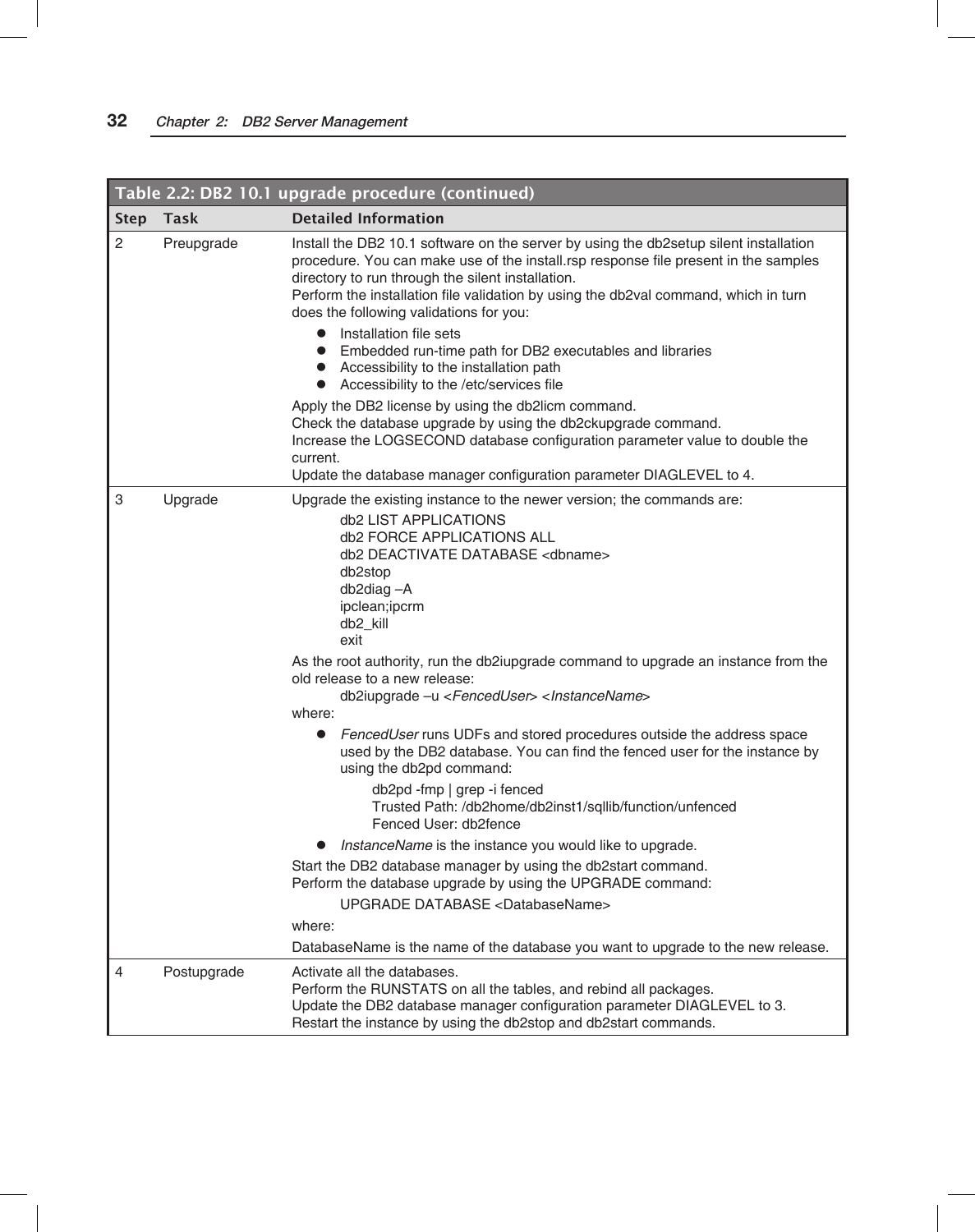**Table 2.2: DB2 10.1 upgrade procedure (continued)**

| Step | Task | Detailed Information |
|---|---|---|
| 2 | Preupgrade | Install the DB2 10.1 software on the server by using the db2setup silent installation procedure. You can make use of the install.rsp response file present in the samples directory to run through the silent installation.<br>Perform the installation file validation by using the db2val command, which in turn does the following validations for you:<br>• Installation file sets<br>• Embedded run-time path for DB2 executables and libraries<br>• Accessibility to the installation path<br>• Accessibility to the /etc/services file<br>Apply the DB2 license by using the db2licm command.<br>Check the database upgrade by using the db2ckupgrade command.<br>Increase the LOGSECOND database configuration parameter value to double the current.<br>Update the database manager configuration parameter DIAGLEVEL to 4. |
| 3 | Upgrade | Upgrade the existing instance to the newer version; the commands are:<br>`db2 LIST APPLICATIONS`<br>`db2 FORCE APPLICATIONS ALL`<br>`db2 DEACTIVATE DATABASE <dbname>`<br>`db2stop`<br>`db2diag –A`<br>`ipclean;ipcrm`<br>`db2_kill`<br>`exit`<br>As the root authority, run the db2iupgrade command to upgrade an instance from the old release to a new release:<br>db2iupgrade –u <*FencedUser*> <*InstanceName*><br>where:<br>• *FencedUser* runs UDFs and stored procedures outside the address space used by the DB2 database. You can find the fenced user for the instance by using the db2pd command:<br>`db2pd -fmp \| grep -i fenced`<br>`Trusted Path: /db2home/db2inst1/sqllib/function/unfenced`<br>`Fenced User: db2fence`<br>• *InstanceName* is the instance you would like to upgrade.<br>Start the DB2 database manager by using the db2start command.<br>Perform the database upgrade by using the UPGRADE command:<br>`UPGRADE DATABASE <DatabaseName>`<br>where:<br>DatabaseName is the name of the database you want to upgrade to the new release. |
| 4 | Postupgrade | Activate all the databases.<br>Perform the RUNSTATS on all the tables, and rebind all packages.<br>Update the DB2 database manager configuration parameter DIAGLEVEL to 3.<br>Restart the instance by using the db2stop and db2start commands. |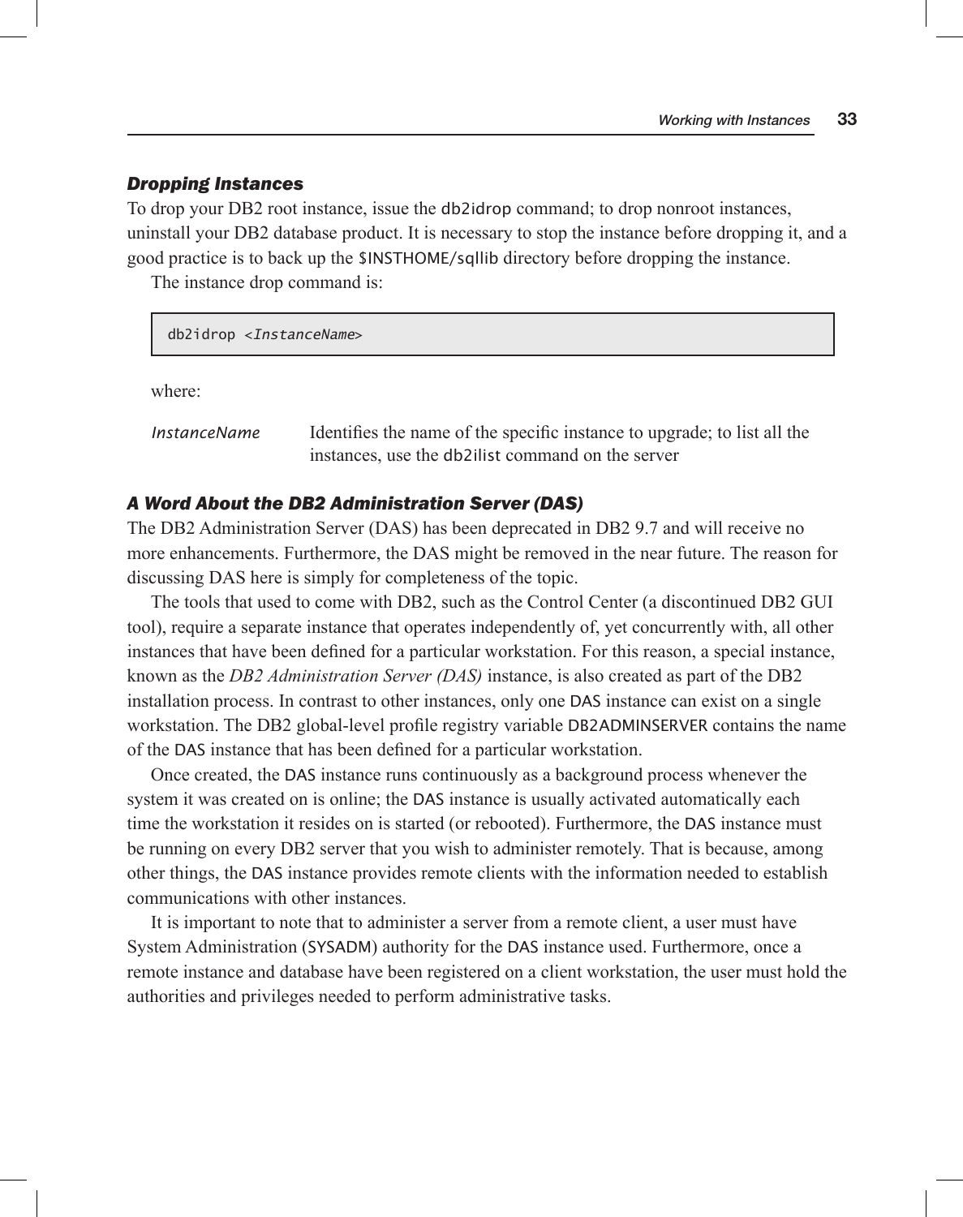### *Dropping Instances*

To drop your DB2 root instance, issue the db2idrop command; to drop nonroot instances, uninstall your DB2 database product. It is necessary to stop the instance before dropping it, and a good practice is to back up the $INSTHOME/sqllib directory before dropping the instance.

The instance drop command is:

```
db2idrop <InstanceName>
```

where:

*InstanceName* Identifies the name of the specific instance to upgrade; to list all the instances, use the db2ilist command on the server

### *A Word About the DB2 Administration Server (DAS)*

The DB2 Administration Server (DAS) has been deprecated in DB2 9.7 and will receive no more enhancements. Furthermore, the DAS might be removed in the near future. The reason for discussing DAS here is simply for completeness of the topic.

The tools that used to come with DB2, such as the Control Center (a discontinued DB2 GUI tool), require a separate instance that operates independently of, yet concurrently with, all other instances that have been defined for a particular workstation. For this reason, a special instance, known as the *DB2 Administration Server (DAS)* instance, is also created as part of the DB2 installation process. In contrast to other instances, only one DAS instance can exist on a single workstation. The DB2 global-level profile registry variable DB2ADMINSERVER contains the name of the DAS instance that has been defined for a particular workstation.

Once created, the DAS instance runs continuously as a background process whenever the system it was created on is online; the DAS instance is usually activated automatically each time the workstation it resides on is started (or rebooted). Furthermore, the DAS instance must be running on every DB2 server that you wish to administer remotely. That is because, among other things, the DAS instance provides remote clients with the information needed to establish communications with other instances.

It is important to note that to administer a server from a remote client, a user must have System Administration (SYSADM) authority for the DAS instance used. Furthermore, once a remote instance and database have been registered on a client workstation, the user must hold the authorities and privileges needed to perform administrative tasks.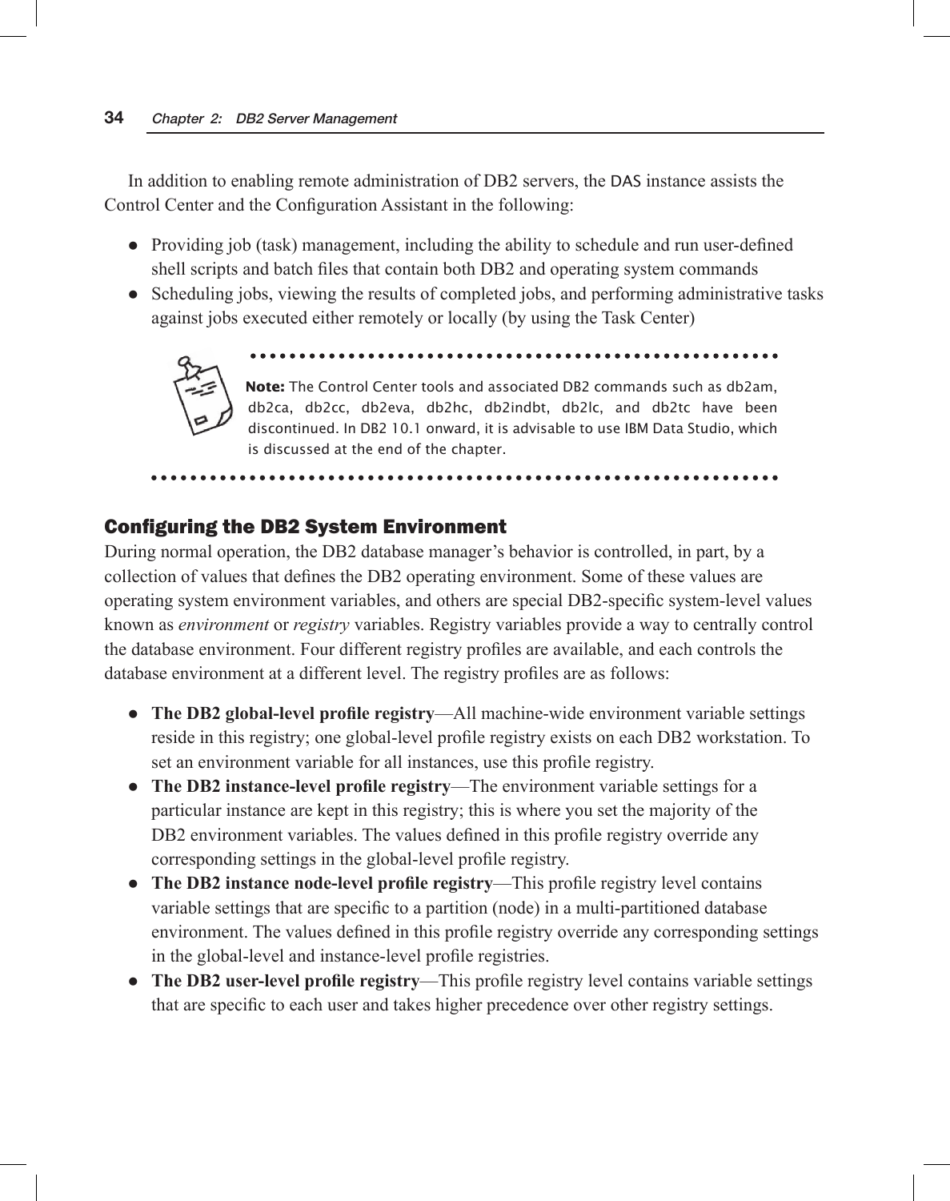In addition to enabling remote administration of DB2 servers, the DAS instance assists the Control Center and the Configuration Assistant in the following:

- Providing job (task) management, including the ability to schedule and run user-defined shell scripts and batch files that contain both DB2 and operating system commands
- Scheduling jobs, viewing the results of completed jobs, and performing administrative tasks against jobs executed either remotely or locally (by using the Task Center)

> **Note:** The Control Center tools and associated DB2 commands such as db2am, db2ca, db2cc, db2eva, db2hc, db2indbt, db2lc, and db2tc have been discontinued. In DB2 10.1 onward, it is advisable to use IBM Data Studio, which is discussed at the end of the chapter.

## Configuring the DB2 System Environment

During normal operation, the DB2 database manager's behavior is controlled, in part, by a collection of values that defines the DB2 operating environment. Some of these values are operating system environment variables, and others are special DB2-specific system-level values known as *environment* or *registry* variables. Registry variables provide a way to centrally control the database environment. Four different registry profiles are available, and each controls the database environment at a different level. The registry profiles are as follows:

- **The DB2 global-level profile registry**—All machine-wide environment variable settings reside in this registry; one global-level profile registry exists on each DB2 workstation. To set an environment variable for all instances, use this profile registry.
- **The DB2 instance-level profile registry**—The environment variable settings for a particular instance are kept in this registry; this is where you set the majority of the DB2 environment variables. The values defined in this profile registry override any corresponding settings in the global-level profile registry.
- **The DB2 instance node-level profile registry**—This profile registry level contains variable settings that are specific to a partition (node) in a multi-partitioned database environment. The values defined in this profile registry override any corresponding settings in the global-level and instance-level profile registries.
- **The DB2 user-level profile registry**—This profile registry level contains variable settings that are specific to each user and takes higher precedence over other registry settings.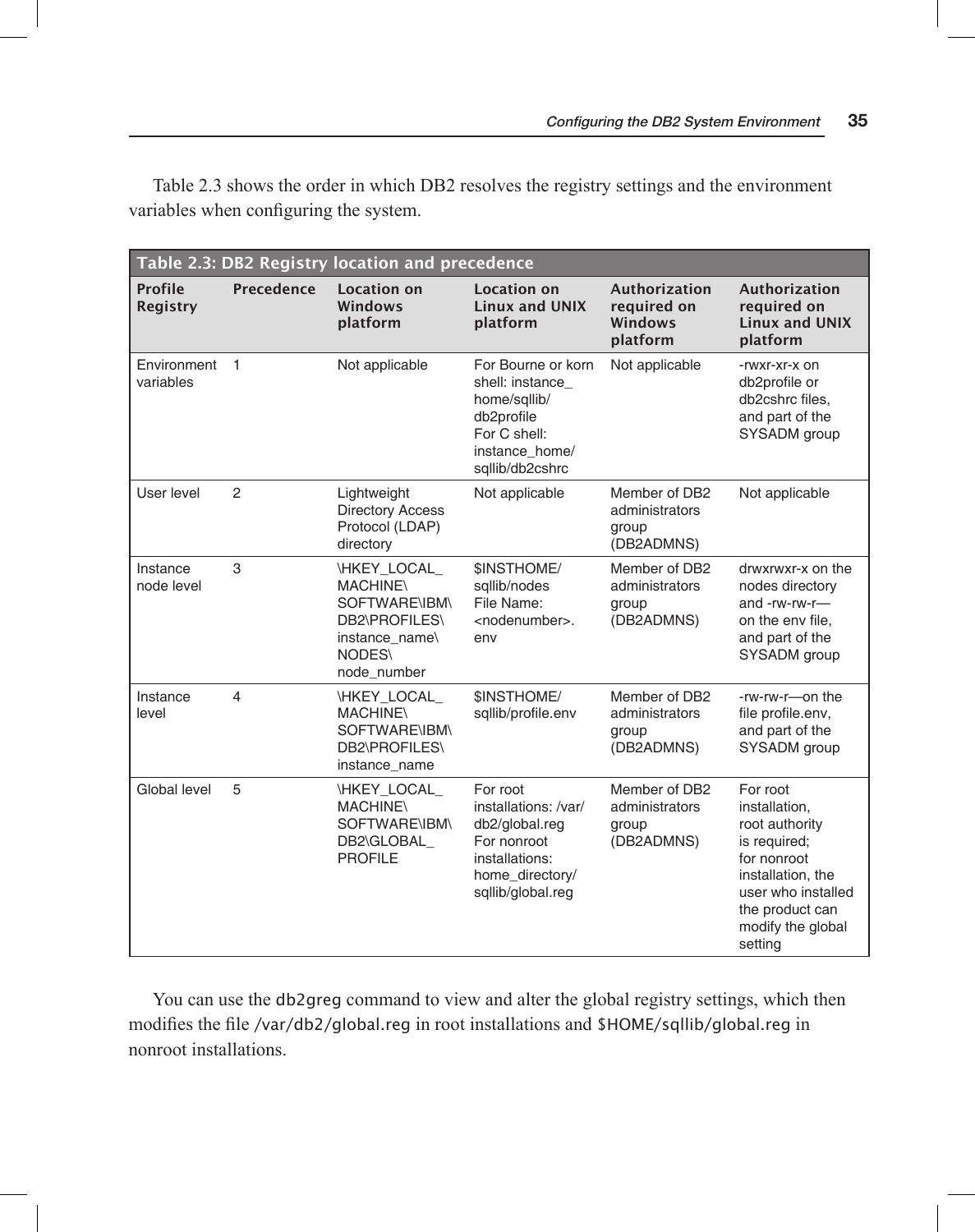Table 2.3 shows the order in which DB2 resolves the registry settings and the environment variables when configuring the system.

**Table 2.3: DB2 Registry location and precedence**

| Profile Registry | Precedence | Location on Windows platform | Location on Linux and UNIX platform | Authorization required on Windows platform | Authorization required on Linux and UNIX platform |
|---|---|---|---|---|---|
| Environment variables | 1 | Not applicable | For Bourne or korn shell: instance_home/sqllib/db2profile<br>For C shell: instance_home/sqllib/db2cshrc | Not applicable | -rwxr-xr-x on db2profile or db2cshrc files, and part of the SYSADM group |
| User level | 2 | Lightweight Directory Access Protocol (LDAP) directory | Not applicable | Member of DB2 administrators group (DB2ADMNS) | Not applicable |
| Instance node level | 3 | \HKEY_LOCAL_MACHINE\SOFTWARE\IBM\DB2\PROFILES\instance_name\NODES\node_number | $INSTHOME/sqllib/nodes File Name: <nodenumber>.env | Member of DB2 administrators group (DB2ADMNS) | drwxrwxr-x on the nodes directory and -rw-rw-r— on the env file, and part of the SYSADM group |
| Instance level | 4 | \HKEY_LOCAL_MACHINE\SOFTWARE\IBM\DB2\PROFILES\instance_name | $INSTHOME/sqllib/profile.env | Member of DB2 administrators group (DB2ADMNS) | -rw-rw-r—on the file profile.env, and part of the SYSADM group |
| Global level | 5 | \HKEY_LOCAL_MACHINE\SOFTWARE\IBM\DB2\GLOBAL_PROFILE | For root installations: /var/db2/global.reg<br>For nonroot installations: home_directory/sqllib/global.reg | Member of DB2 administrators group (DB2ADMNS) | For root installation, root authority is required; for nonroot installation, the user who installed the product can modify the global setting |

You can use the `db2greg` command to view and alter the global registry settings, which then modifies the file `/var/db2/global.reg` in root installations and `$HOME/sqllib/global.reg` in nonroot installations.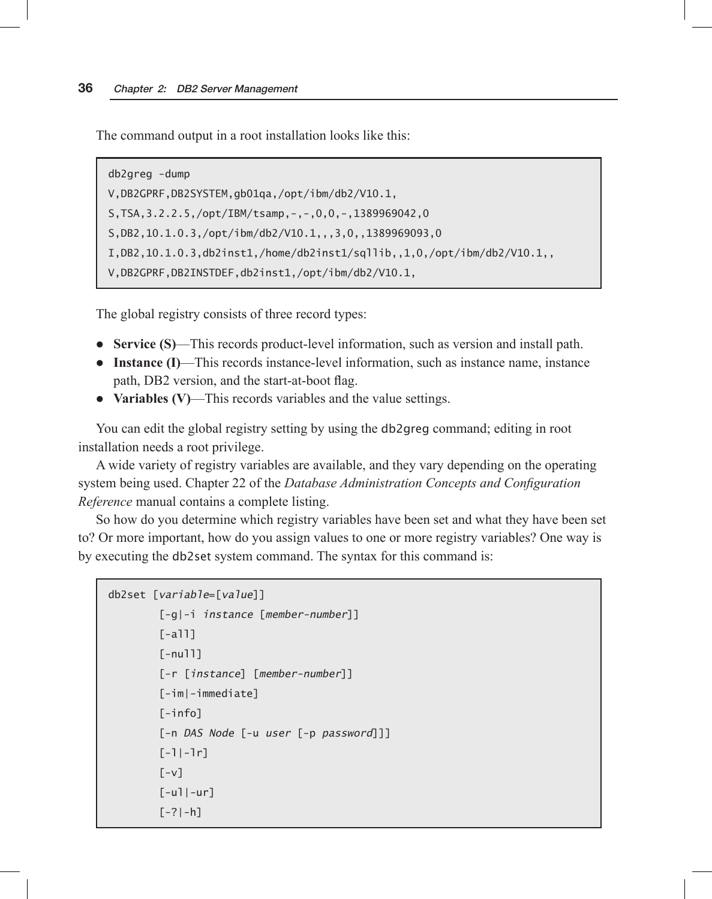The command output in a root installation looks like this:

```
db2greg -dump
V,DB2GPRF,DB2SYSTEM,gb01qa,/opt/ibm/db2/V10.1,
S,TSA,3.2.2.5,/opt/IBM/tsamp,-,-,0,0,-,1389969042,0
S,DB2,10.1.0.3,/opt/ibm/db2/V10.1,,,3,0,,1389969093,0
I,DB2,10.1.0.3,db2inst1,/home/db2inst1/sqllib,,1,0,/opt/ibm/db2/V10.1,,
V,DB2GPRF,DB2INSTDEF,db2inst1,/opt/ibm/db2/V10.1,
```

The global registry consists of three record types:

- **Service (S)**—This records product-level information, such as version and install path.
- **Instance (I)**—This records instance-level information, such as instance name, instance path, DB2 version, and the start-at-boot flag.
- **Variables (V)**—This records variables and the value settings.

You can edit the global registry setting by using the `db2greg` command; editing in root installation needs a root privilege.

A wide variety of registry variables are available, and they vary depending on the operating system being used. Chapter 22 of the *Database Administration Concepts and Configuration Reference* manual contains a complete listing.

So how do you determine which registry variables have been set and what they have been set to? Or more important, how do you assign values to one or more registry variables? One way is by executing the `db2set` system command. The syntax for this command is:

```
db2set [variable=[value]]
        [-g|-i instance [member-number]]
        [-all]
        [-null]
        [-r [instance] [member-number]]
        [-im|-immediate]
        [-info]
        [-n DAS Node [-u user [-p password]]]
        [-l|-lr]
        [-v]
        [-ul|-ur]
        [-?|-h]
```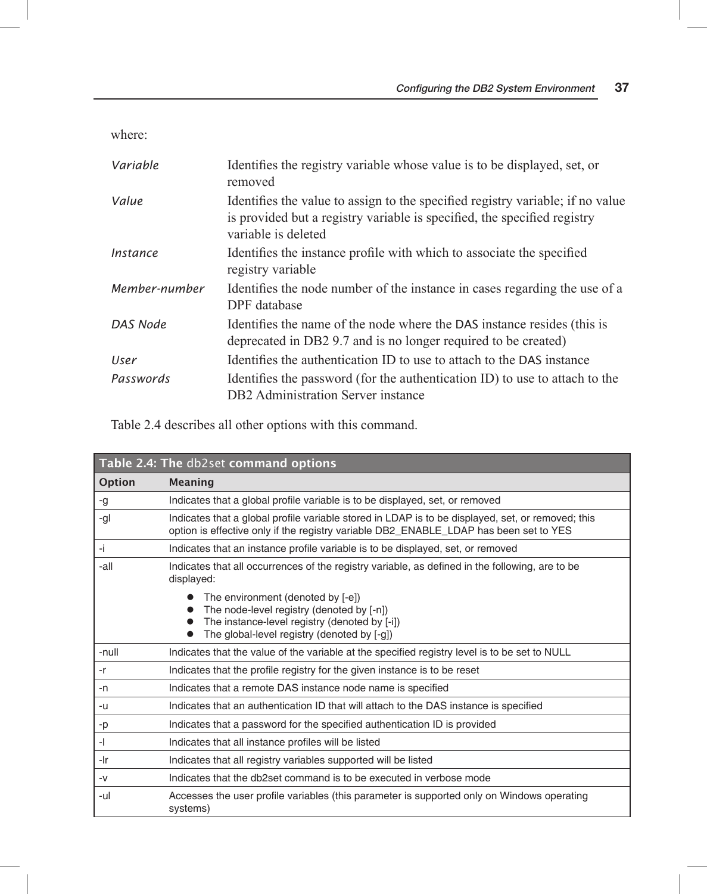where:

| | |
|---|---|
| *Variable* | Identifies the registry variable whose value is to be displayed, set, or removed |
| *Value* | Identifies the value to assign to the specified registry variable; if no value is provided but a registry variable is specified, the specified registry variable is deleted |
| *Instance* | Identifies the instance profile with which to associate the specified registry variable |
| *Member-number* | Identifies the node number of the instance in cases regarding the use of a DPF database |
| *DAS Node* | Identifies the name of the node where the DAS instance resides (this is deprecated in DB2 9.7 and is no longer required to be created) |
| *User* | Identifies the authentication ID to use to attach to the DAS instance |
| *Passwords* | Identifies the password (for the authentication ID) to use to attach to the DB2 Administration Server instance |

Table 2.4 describes all other options with this command.

**Table 2.4: The db2set command options**

| Option | Meaning |
|---|---|
| -g | Indicates that a global profile variable is to be displayed, set, or removed |
| -gl | Indicates that a global profile variable stored in LDAP is to be displayed, set, or removed; this option is effective only if the registry variable DB2_ENABLE_LDAP has been set to YES |
| -i | Indicates that an instance profile variable is to be displayed, set, or removed |
| -all | Indicates that all occurrences of the registry variable, as defined in the following, are to be displayed:<br>● The environment (denoted by [-e])<br>● The node-level registry (denoted by [-n])<br>● The instance-level registry (denoted by [-i])<br>● The global-level registry (denoted by [-g]) |
| -null | Indicates that the value of the variable at the specified registry level is to be set to NULL |
| -r | Indicates that the profile registry for the given instance is to be reset |
| -n | Indicates that a remote DAS instance node name is specified |
| -u | Indicates that an authentication ID that will attach to the DAS instance is specified |
| -p | Indicates that a password for the specified authentication ID is provided |
| -l | Indicates that all instance profiles will be listed |
| -lr | Indicates that all registry variables supported will be listed |
| -v | Indicates that the db2set command is to be executed in verbose mode |
| -ul | Accesses the user profile variables (this parameter is supported only on Windows operating systems) |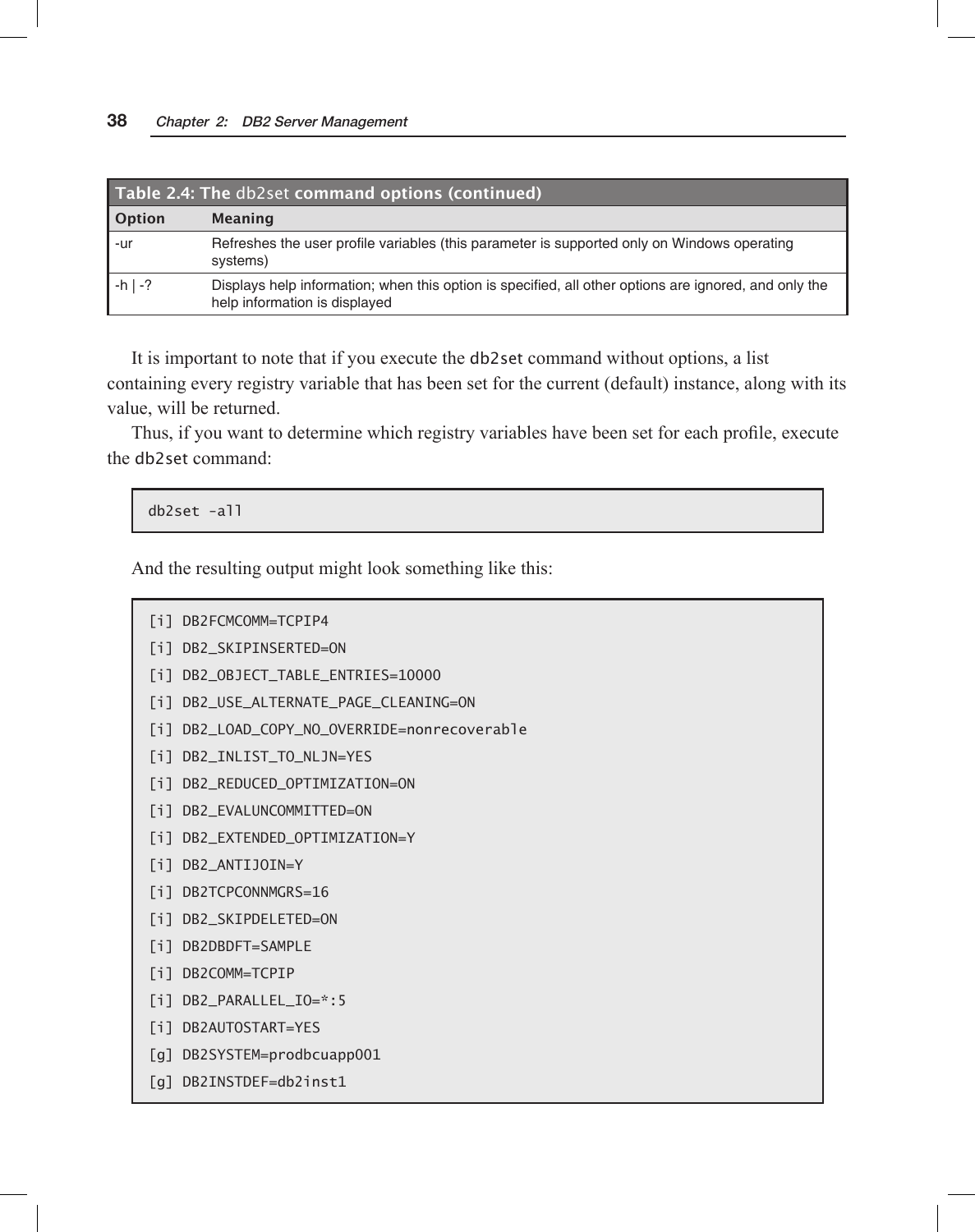**Table 2.4: The db2set command options (continued)**

| Option | Meaning |
|---|---|
| -ur | Refreshes the user profile variables (this parameter is supported only on Windows operating systems) |
| -h \| -? | Displays help information; when this option is specified, all other options are ignored, and only the help information is displayed |

It is important to note that if you execute the db2set command without options, a list containing every registry variable that has been set for the current (default) instance, along with its value, will be returned.

Thus, if you want to determine which registry variables have been set for each profile, execute the db2set command:

```
db2set -all
```

And the resulting output might look something like this:

```
[i] DB2FCMCOMM=TCPIP4
[i] DB2_SKIPINSERTED=ON
[i] DB2_OBJECT_TABLE_ENTRIES=10000
[i] DB2_USE_ALTERNATE_PAGE_CLEANING=ON
[i] DB2_LOAD_COPY_NO_OVERRIDE=nonrecoverable
[i] DB2_INLIST_TO_NLJN=YES
[i] DB2_REDUCED_OPTIMIZATION=ON
[i] DB2_EVALUNCOMMITTED=ON
[i] DB2_EXTENDED_OPTIMIZATION=Y
[i] DB2_ANTIJOIN=Y
[i] DB2TCPCONNMGRS=16
[i] DB2_SKIPDELETED=ON
[i] DB2DBDFT=SAMPLE
[i] DB2COMM=TCPIP
[i] DB2_PARALLEL_IO=*:5
[i] DB2AUTOSTART=YES
[g] DB2SYSTEM=prodbcuapp001
[g] DB2INSTDEF=db2inst1
```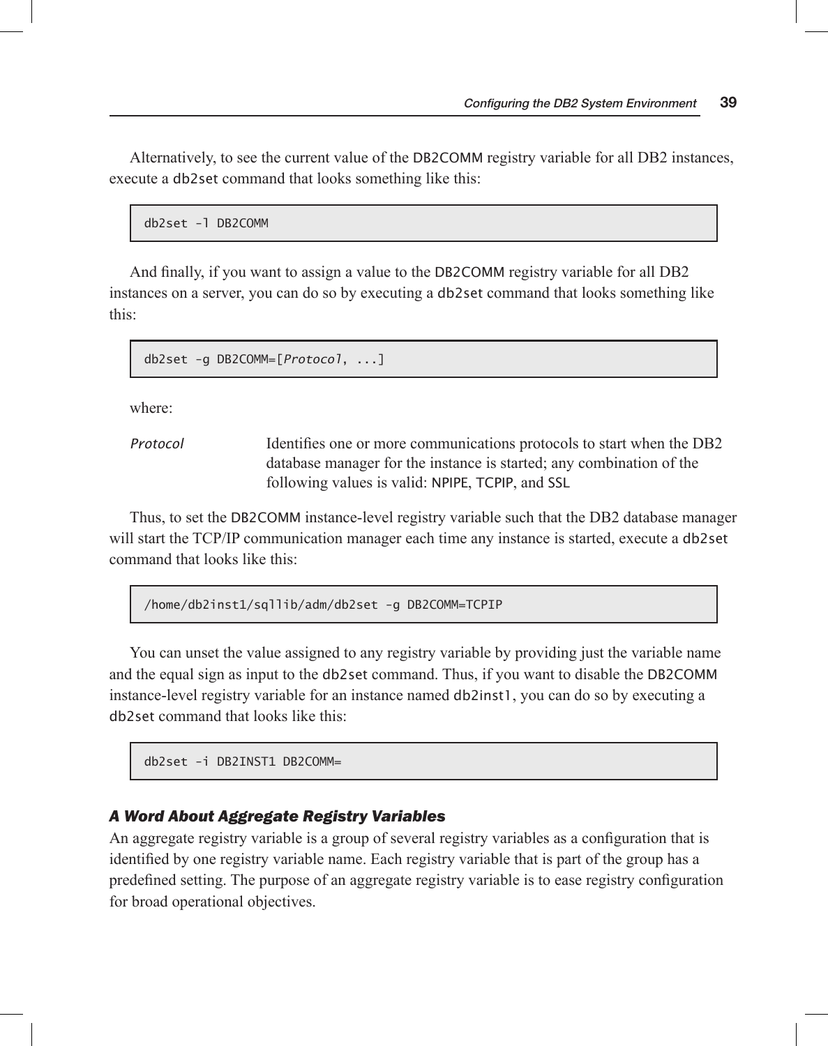Alternatively, to see the current value of the DB2COMM registry variable for all DB2 instances, execute a db2set command that looks something like this:

```
db2set -l DB2COMM
```

And finally, if you want to assign a value to the DB2COMM registry variable for all DB2 instances on a server, you can do so by executing a db2set command that looks something like this:

```
db2set -g DB2COMM=[Protocol, ...]
```

where:

*Protocol* Identifies one or more communications protocols to start when the DB2 database manager for the instance is started; any combination of the following values is valid: NPIPE, TCPIP, and SSL

Thus, to set the DB2COMM instance-level registry variable such that the DB2 database manager will start the TCP/IP communication manager each time any instance is started, execute a db2set command that looks like this:

```
/home/db2inst1/sqllib/adm/db2set -g DB2COMM=TCPIP
```

You can unset the value assigned to any registry variable by providing just the variable name and the equal sign as input to the db2set command. Thus, if you want to disable the DB2COMM instance-level registry variable for an instance named db2inst1, you can do so by executing a db2set command that looks like this:

```
db2set -i DB2INST1 DB2COMM=
```

### *A Word About Aggregate Registry Variables*

An aggregate registry variable is a group of several registry variables as a configuration that is identified by one registry variable name. Each registry variable that is part of the group has a predefined setting. The purpose of an aggregate registry variable is to ease registry configuration for broad operational objectives.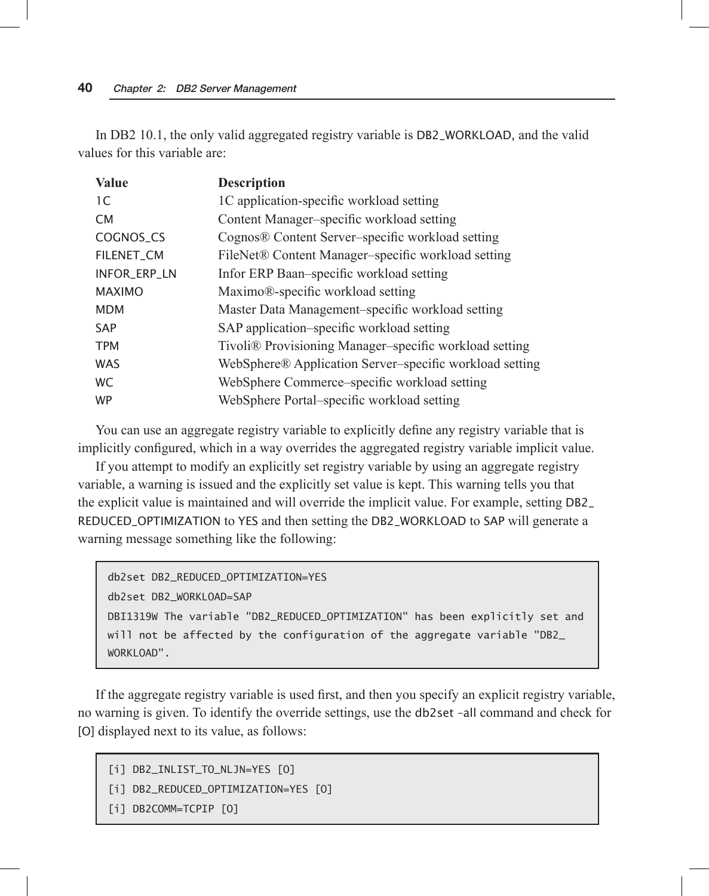In DB2 10.1, the only valid aggregated registry variable is DB2_WORKLOAD, and the valid values for this variable are:

| Value | Description |
|---|---|
| 1C | 1C application-specific workload setting |
| CM | Content Manager–specific workload setting |
| COGNOS_CS | Cognos® Content Server–specific workload setting |
| FILENET_CM | FileNet® Content Manager–specific workload setting |
| INFOR_ERP_LN | Infor ERP Baan–specific workload setting |
| MAXIMO | Maximo®-specific workload setting |
| MDM | Master Data Management–specific workload setting |
| SAP | SAP application–specific workload setting |
| TPM | Tivoli® Provisioning Manager–specific workload setting |
| WAS | WebSphere® Application Server–specific workload setting |
| WC | WebSphere Commerce–specific workload setting |
| WP | WebSphere Portal–specific workload setting |

You can use an aggregate registry variable to explicitly define any registry variable that is implicitly configured, which in a way overrides the aggregated registry variable implicit value.

If you attempt to modify an explicitly set registry variable by using an aggregate registry variable, a warning is issued and the explicitly set value is kept. This warning tells you that the explicit value is maintained and will override the implicit value. For example, setting DB2_REDUCED_OPTIMIZATION to YES and then setting the DB2_WORKLOAD to SAP will generate a warning message something like the following:

```
db2set DB2_REDUCED_OPTIMIZATION=YES
db2set DB2_WORKLOAD=SAP
DBI1319W The variable "DB2_REDUCED_OPTIMIZATION" has been explicitly set and
will not be affected by the configuration of the aggregate variable "DB2_
WORKLOAD".
```

If the aggregate registry variable is used first, and then you specify an explicit registry variable, no warning is given. To identify the override settings, use the db2set –all command and check for [O] displayed next to its value, as follows:

```
[i] DB2_INLIST_TO_NLJN=YES [O]
[i] DB2_REDUCED_OPTIMIZATION=YES [O]
[i] DB2COMM=TCPIP [O]
```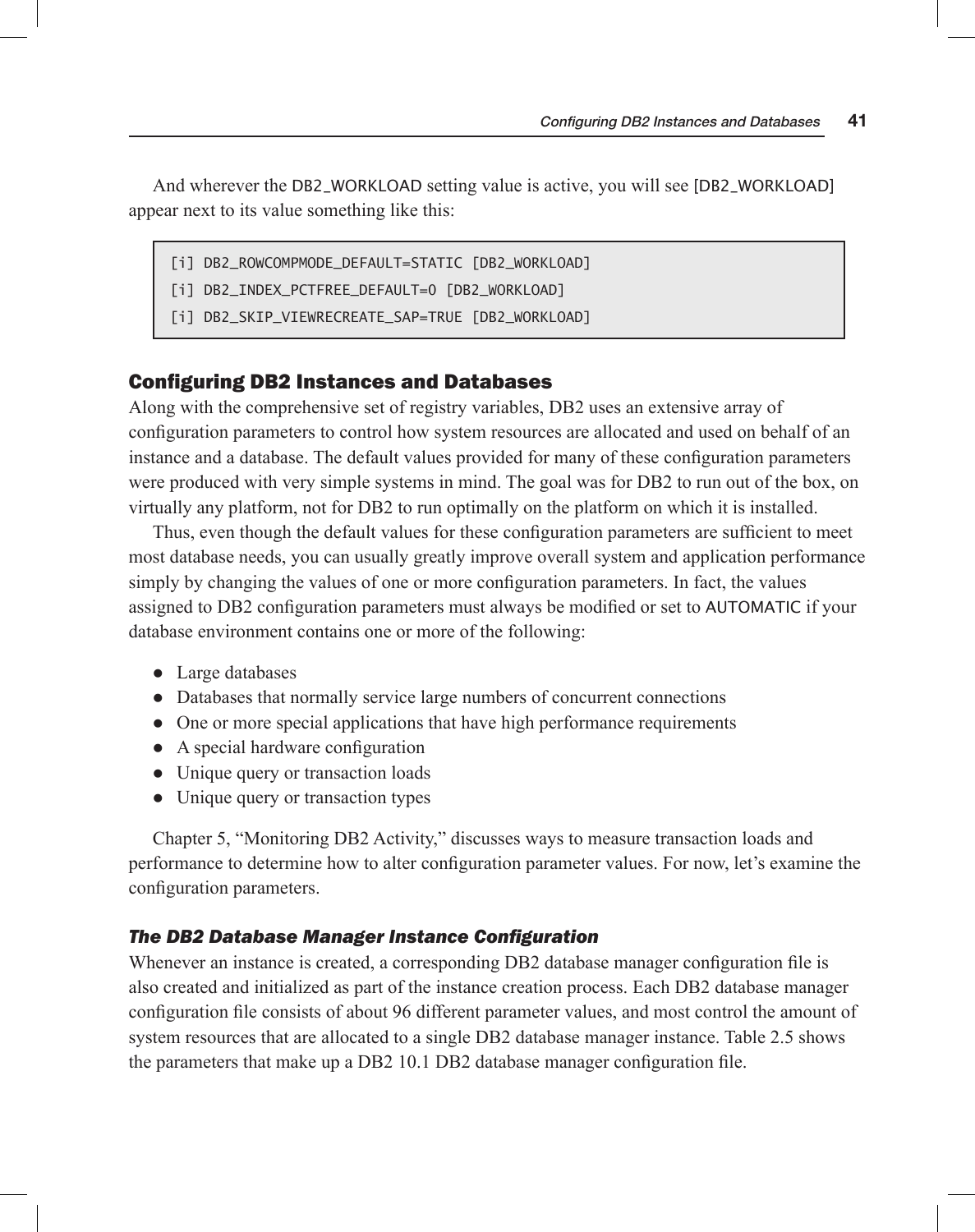And wherever the DB2_WORKLOAD setting value is active, you will see [DB2_WORKLOAD] appear next to its value something like this:

```
[i] DB2_ROWCOMPMODE_DEFAULT=STATIC [DB2_WORKLOAD]
[i] DB2_INDEX_PCTFREE_DEFAULT=0 [DB2_WORKLOAD]
[i] DB2_SKIP_VIEWRECREATE_SAP=TRUE [DB2_WORKLOAD]
```

## Configuring DB2 Instances and Databases

Along with the comprehensive set of registry variables, DB2 uses an extensive array of configuration parameters to control how system resources are allocated and used on behalf of an instance and a database. The default values provided for many of these configuration parameters were produced with very simple systems in mind. The goal was for DB2 to run out of the box, on virtually any platform, not for DB2 to run optimally on the platform on which it is installed.

Thus, even though the default values for these configuration parameters are sufficient to meet most database needs, you can usually greatly improve overall system and application performance simply by changing the values of one or more configuration parameters. In fact, the values assigned to DB2 configuration parameters must always be modified or set to AUTOMATIC if your database environment contains one or more of the following:

- Large databases
- Databases that normally service large numbers of concurrent connections
- One or more special applications that have high performance requirements
- A special hardware configuration
- Unique query or transaction loads
- Unique query or transaction types

Chapter 5, “Monitoring DB2 Activity,” discusses ways to measure transaction loads and performance to determine how to alter configuration parameter values. For now, let’s examine the configuration parameters.

### *The DB2 Database Manager Instance Configuration*

Whenever an instance is created, a corresponding DB2 database manager configuration file is also created and initialized as part of the instance creation process. Each DB2 database manager configuration file consists of about 96 different parameter values, and most control the amount of system resources that are allocated to a single DB2 database manager instance. Table 2.5 shows the parameters that make up a DB2 10.1 DB2 database manager configuration file.